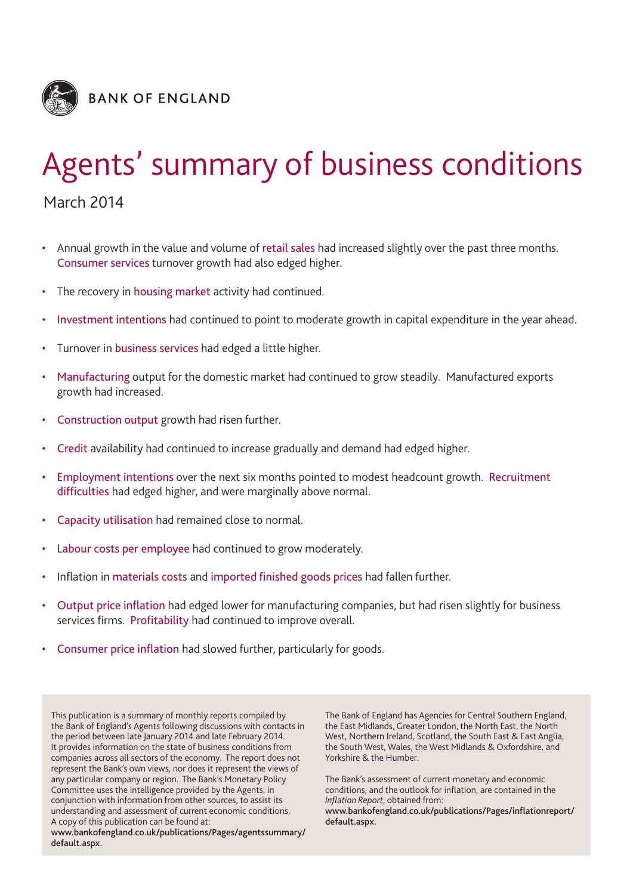BANK OF ENGLAND

# Agents' summary of business conditions

March 2014

- Annual growth in the value and volume of retail sales had increased slightly over the past three months. Consumer services turnover growth had also edged higher.
- The recovery in housing market activity had continued.
- Investment intentions had continued to point to moderate growth in capital expenditure in the year ahead.
- Turnover in business services had edged a little higher.
- Manufacturing output for the domestic market had continued to grow steadily. Manufactured exports growth had increased.
- Construction output growth had risen further.
- Credit availability had continued to increase gradually and demand had edged higher.
- Employment intentions over the next six months pointed to modest headcount growth. Recruitment difficulties had edged higher, and were marginally above normal.
- Capacity utilisation had remained close to normal.
- Labour costs per employee had continued to grow moderately.
- Inflation in materials costs and imported finished goods prices had fallen further.
- Output price inflation had edged lower for manufacturing companies, but had risen slightly for business services firms. Profitability had continued to improve overall.
- Consumer price inflation had slowed further, particularly for goods.

This publication is a summary of monthly reports compiled by the Bank of England's Agents following discussions with contacts in the period between late January 2014 and late February 2014. It provides information on the state of business conditions from companies across all sectors of the economy. The report does not represent the Bank's own views, nor does it represent the views of any particular company or region. The Bank's Monetary Policy Committee uses the intelligence provided by the Agents, in conjunction with information from other sources, to assist its understanding and assessment of current economic conditions. A copy of this publication can be found at: **www.bankofengland.co.uk/publications/Pages/agentssummary/default.aspx.**

The Bank of England has Agencies for Central Southern England, the East Midlands, Greater London, the North East, the North West, Northern Ireland, Scotland, the South East & East Anglia, the South West, Wales, the West Midlands & Oxfordshire, and Yorkshire & the Humber.

The Bank's assessment of current monetary and economic conditions, and the outlook for inflation, are contained in the *Inflation Report*, obtained from: **www.bankofengland.co.uk/publications/Pages/inflationreport/default.aspx.**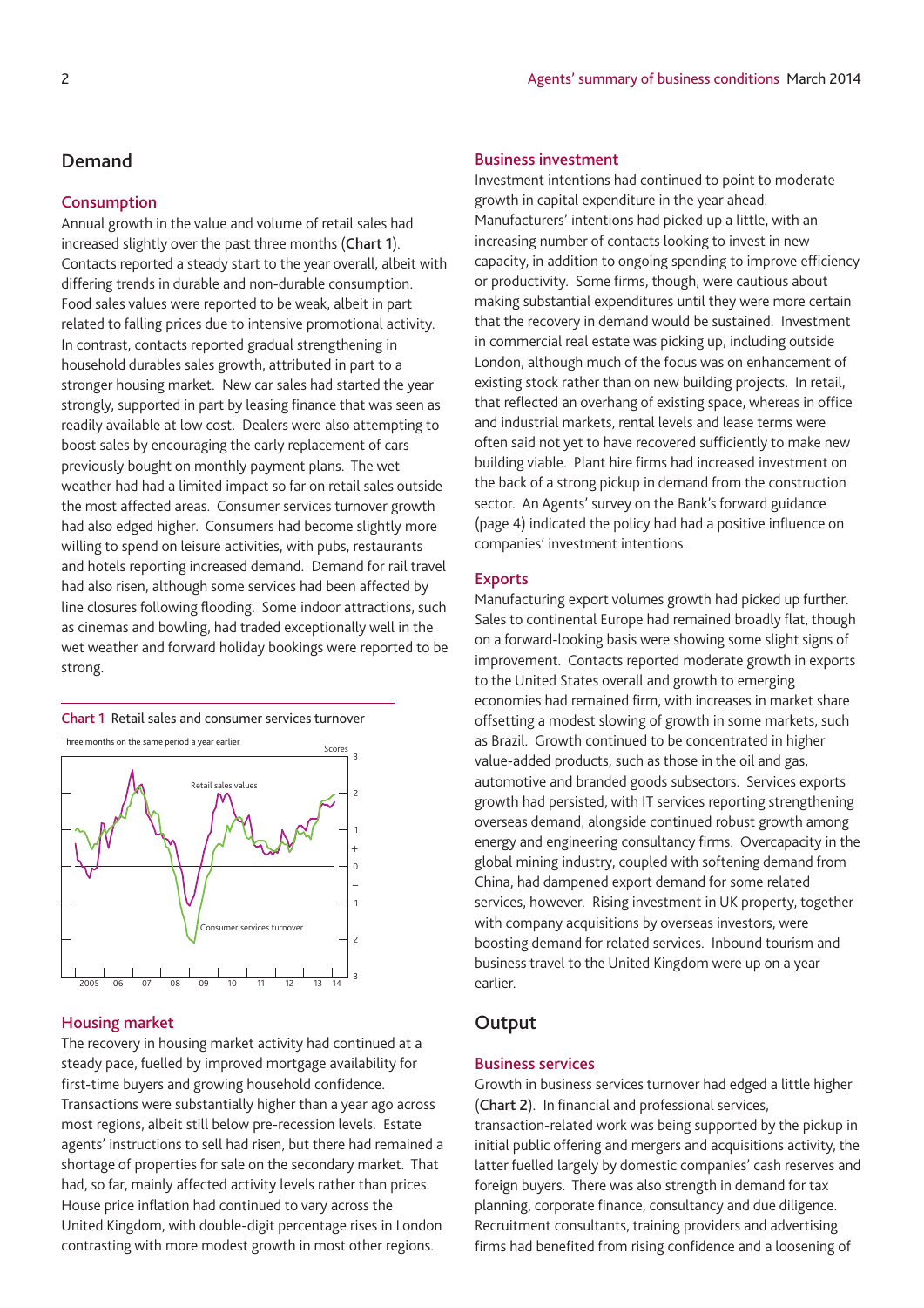## Demand

### Consumption

Annual growth in the value and volume of retail sales had increased slightly over the past three months (**Chart 1**). Contacts reported a steady start to the year overall, albeit with differing trends in durable and non-durable consumption. Food sales values were reported to be weak, albeit in part related to falling prices due to intensive promotional activity. In contrast, contacts reported gradual strengthening in household durables sales growth, attributed in part to a stronger housing market. New car sales had started the year strongly, supported in part by leasing finance that was seen as readily available at low cost. Dealers were also attempting to boost sales by encouraging the early replacement of cars previously bought on monthly payment plans. The wet weather had had a limited impact so far on retail sales outside the most affected areas. Consumer services turnover growth had also edged higher. Consumers had become slightly more willing to spend on leisure activities, with pubs, restaurants and hotels reporting increased demand. Demand for rail travel had also risen, although some services had been affected by line closures following flooding. Some indoor attractions, such as cinemas and bowling, had traded exceptionally well in the wet weather and forward holiday bookings were reported to be strong.

**Chart 1** Retail sales and consumer services turnover

Three months on the same period a year earlier

### Housing market

The recovery in housing market activity had continued at a steady pace, fuelled by improved mortgage availability for first-time buyers and growing household confidence. Transactions were substantially higher than a year ago across most regions, albeit still below pre-recession levels. Estate agents' instructions to sell had risen, but there had remained a shortage of properties for sale on the secondary market. That had, so far, mainly affected activity levels rather than prices. House price inflation had continued to vary across the United Kingdom, with double-digit percentage rises in London contrasting with more modest growth in most other regions.

### Business investment

Investment intentions had continued to point to moderate growth in capital expenditure in the year ahead. Manufacturers' intentions had picked up a little, with an increasing number of contacts looking to invest in new capacity, in addition to ongoing spending to improve efficiency or productivity. Some firms, though, were cautious about making substantial expenditures until they were more certain that the recovery in demand would be sustained. Investment in commercial real estate was picking up, including outside London, although much of the focus was on enhancement of existing stock rather than on new building projects. In retail, that reflected an overhang of existing space, whereas in office and industrial markets, rental levels and lease terms were often said not yet to have recovered sufficiently to make new building viable. Plant hire firms had increased investment on the back of a strong pickup in demand from the construction sector. An Agents' survey on the Bank's forward guidance (page 4) indicated the policy had had a positive influence on companies' investment intentions.

### Exports

Manufacturing export volumes growth had picked up further. Sales to continental Europe had remained broadly flat, though on a forward-looking basis were showing some slight signs of improvement. Contacts reported moderate growth in exports to the United States overall and growth to emerging economies had remained firm, with increases in market share offsetting a modest slowing of growth in some markets, such as Brazil. Growth continued to be concentrated in higher value-added products, such as those in the oil and gas, automotive and branded goods subsectors. Services exports growth had persisted, with IT services reporting strengthening overseas demand, alongside continued robust growth among energy and engineering consultancy firms. Overcapacity in the global mining industry, coupled with softening demand from China, had dampened export demand for some related services, however. Rising investment in UK property, together with company acquisitions by overseas investors, were boosting demand for related services. Inbound tourism and business travel to the United Kingdom were up on a year earlier.

## Output

### Business services

Growth in business services turnover had edged a little higher (**Chart 2**). In financial and professional services, transaction-related work was being supported by the pickup in initial public offering and mergers and acquisitions activity, the latter fuelled largely by domestic companies' cash reserves and foreign buyers. There was also strength in demand for tax planning, corporate finance, consultancy and due diligence. Recruitment consultants, training providers and advertising firms had benefited from rising confidence and a loosening of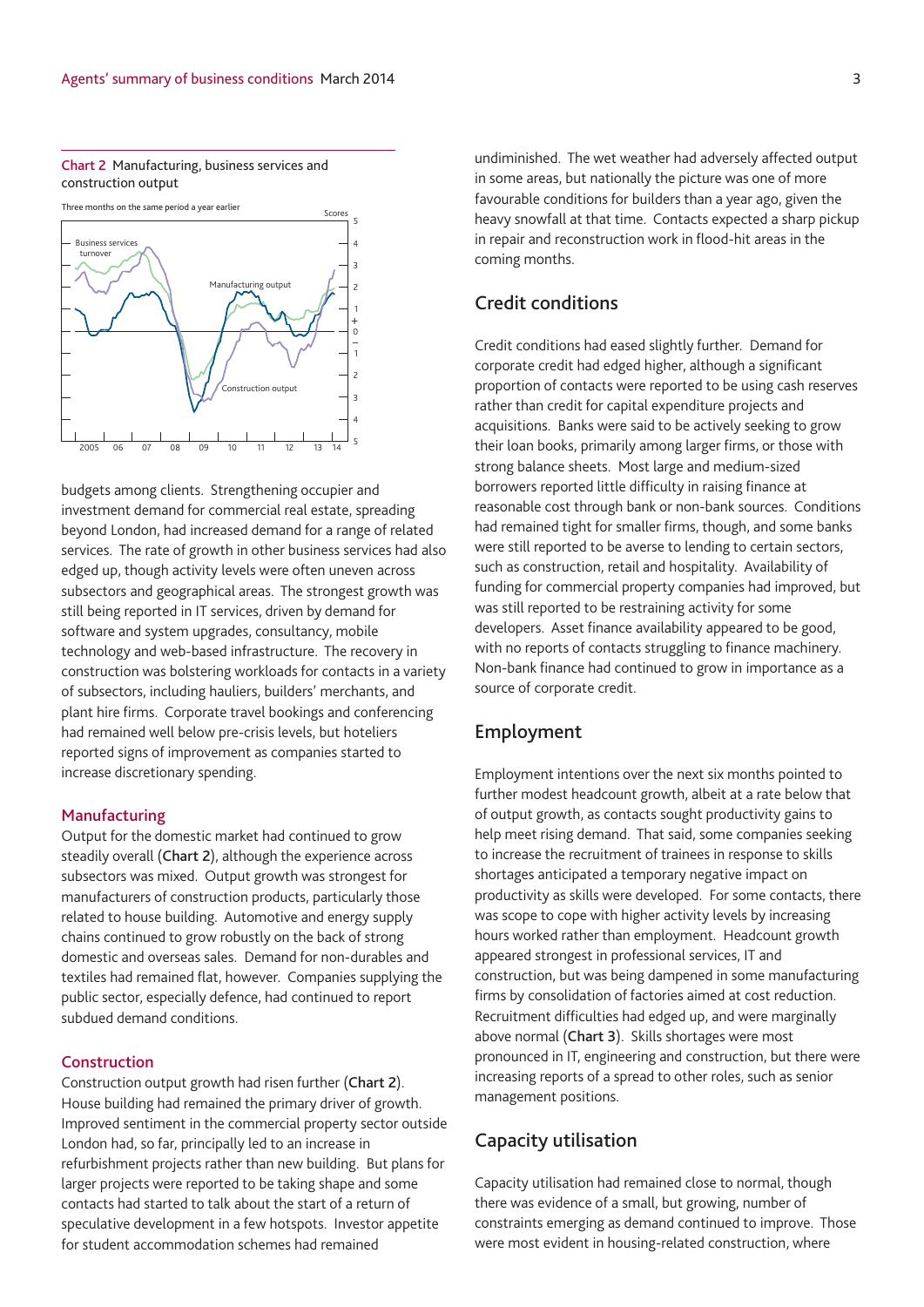**Chart 2** Manufacturing, business services and construction output

Three months on the same period a year earlier

budgets among clients. Strengthening occupier and investment demand for commercial real estate, spreading beyond London, had increased demand for a range of related services. The rate of growth in other business services had also edged up, though activity levels were often uneven across subsectors and geographical areas. The strongest growth was still being reported in IT services, driven by demand for software and system upgrades, consultancy, mobile technology and web-based infrastructure. The recovery in construction was bolstering workloads for contacts in a variety of subsectors, including hauliers, builders' merchants, and plant hire firms. Corporate travel bookings and conferencing had remained well below pre-crisis levels, but hoteliers reported signs of improvement as companies started to increase discretionary spending.

## Manufacturing

Output for the domestic market had continued to grow steadily overall (**Chart 2**), although the experience across subsectors was mixed. Output growth was strongest for manufacturers of construction products, particularly those related to house building. Automotive and energy supply chains continued to grow robustly on the back of strong domestic and overseas sales. Demand for non-durables and textiles had remained flat, however. Companies supplying the public sector, especially defence, had continued to report subdued demand conditions.

## Construction

Construction output growth had risen further (**Chart 2**). House building had remained the primary driver of growth. Improved sentiment in the commercial property sector outside London had, so far, principally led to an increase in refurbishment projects rather than new building. But plans for larger projects were reported to be taking shape and some contacts had started to talk about the start of a return of speculative development in a few hotspots. Investor appetite for student accommodation schemes had remained undiminished. The wet weather had adversely affected output in some areas, but nationally the picture was one of more favourable conditions for builders than a year ago, given the heavy snowfall at that time. Contacts expected a sharp pickup in repair and reconstruction work in flood-hit areas in the coming months.

## Credit conditions

Credit conditions had eased slightly further. Demand for corporate credit had edged higher, although a significant proportion of contacts were reported to be using cash reserves rather than credit for capital expenditure projects and acquisitions. Banks were said to be actively seeking to grow their loan books, primarily among larger firms, or those with strong balance sheets. Most large and medium-sized borrowers reported little difficulty in raising finance at reasonable cost through bank or non-bank sources. Conditions had remained tight for smaller firms, though, and some banks were still reported to be averse to lending to certain sectors, such as construction, retail and hospitality. Availability of funding for commercial property companies had improved, but was still reported to be restraining activity for some developers. Asset finance availability appeared to be good, with no reports of contacts struggling to finance machinery. Non-bank finance had continued to grow in importance as a source of corporate credit.

## Employment

Employment intentions over the next six months pointed to further modest headcount growth, albeit at a rate below that of output growth, as contacts sought productivity gains to help meet rising demand. That said, some companies seeking to increase the recruitment of trainees in response to skills shortages anticipated a temporary negative impact on productivity as skills were developed. For some contacts, there was scope to cope with higher activity levels by increasing hours worked rather than employment. Headcount growth appeared strongest in professional services, IT and construction, but was being dampened in some manufacturing firms by consolidation of factories aimed at cost reduction. Recruitment difficulties had edged up, and were marginally above normal (**Chart 3**). Skills shortages were most pronounced in IT, engineering and construction, but there were increasing reports of a spread to other roles, such as senior management positions.

## Capacity utilisation

Capacity utilisation had remained close to normal, though there was evidence of a small, but growing, number of constraints emerging as demand continued to improve. Those were most evident in housing-related construction, where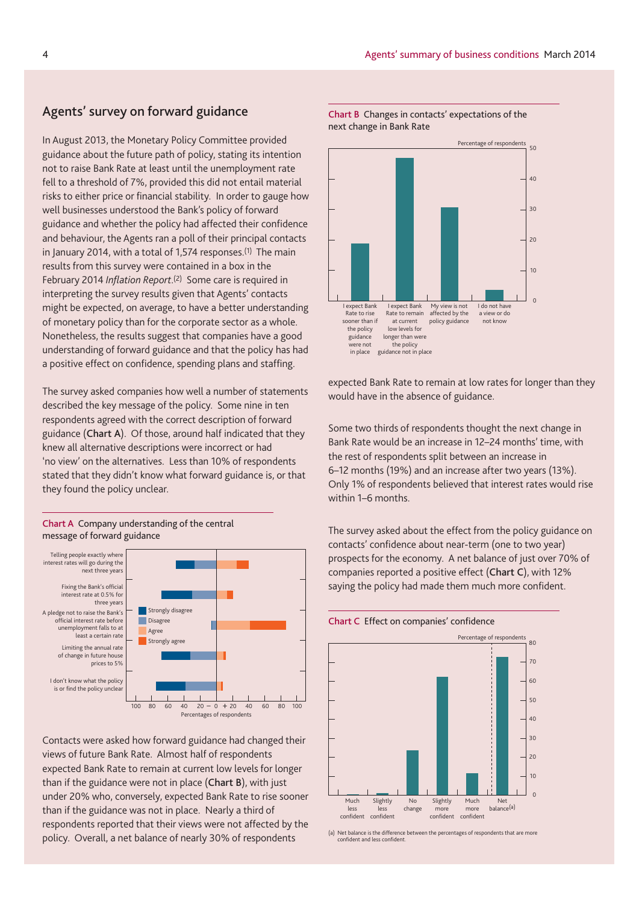## Agents' survey on forward guidance

In August 2013, the Monetary Policy Committee provided guidance about the future path of policy, stating its intention not to raise Bank Rate at least until the unemployment rate fell to a threshold of 7%, provided this did not entail material risks to either price or financial stability. In order to gauge how well businesses understood the Bank's policy of forward guidance and whether the policy had affected their confidence and behaviour, the Agents ran a poll of their principal contacts in January 2014, with a total of 1,574 responses.[1] The main results from this survey were contained in a box in the February 2014 *Inflation Report*.[2] Some care is required in interpreting the survey results given that Agents' contacts might be expected, on average, to have a better understanding of monetary policy than for the corporate sector as a whole. Nonetheless, the results suggest that companies have a good understanding of forward guidance and that the policy has had a positive effect on confidence, spending plans and staffing.

The survey asked companies how well a number of statements described the key message of the policy. Some nine in ten respondents agreed with the correct description of forward guidance (**Chart A**). Of those, around half indicated that they knew all alternative descriptions were incorrect or had 'no view' on the alternatives. Less than 10% of respondents stated that they didn't know what forward guidance is, or that they found the policy unclear.

**Chart A** Company understanding of the central message of forward guidance

Contacts were asked how forward guidance had changed their views of future Bank Rate. Almost half of respondents expected Bank Rate to remain at current low levels for longer than if the guidance were not in place (**Chart B**), with just under 20% who, conversely, expected Bank Rate to rise sooner than if the guidance was not in place. Nearly a third of respondents reported that their views were not affected by the policy. Overall, a net balance of nearly 30% of respondents expected Bank Rate to remain at low rates for longer than they would have in the absence of guidance.

**Chart B** Changes in contacts' expectations of the next change in Bank Rate

Some two thirds of respondents thought the next change in Bank Rate would be an increase in 12–24 months' time, with the rest of respondents split between an increase in 6–12 months (19%) and an increase after two years (13%). Only 1% of respondents believed that interest rates would rise within 1–6 months.

The survey asked about the effect from the policy guidance on contacts' confidence about near-term (one to two year) prospects for the economy. A net balance of just over 70% of companies reported a positive effect (**Chart C**), with 12% saying the policy had made them much more confident.

**Chart C** Effect on companies' confidence

(a) Net balance is the difference between the percentages of respondents that are more confident and less confident.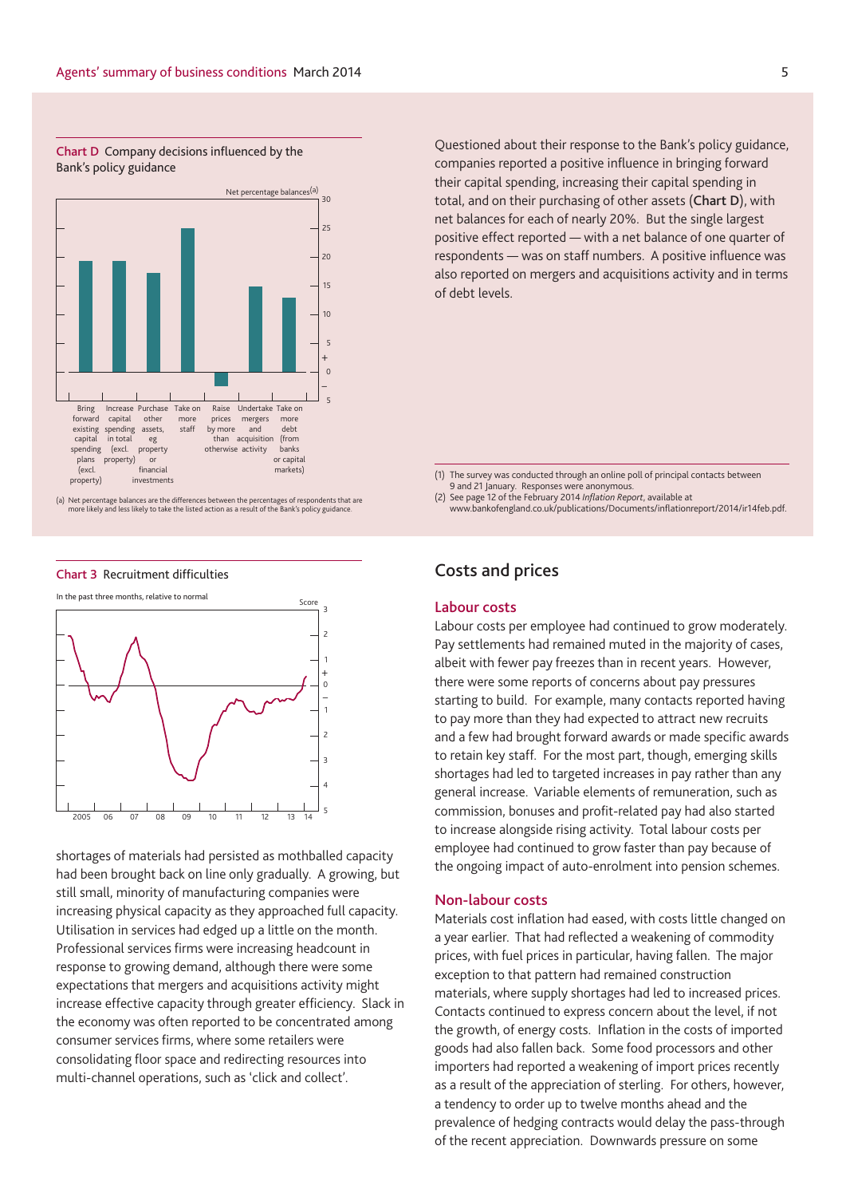**Chart D** Company decisions influenced by the Bank's policy guidance

(a) Net percentage balances are the differences between the percentages of respondents that are more likely and less likely to take the listed action as a result of the Bank's policy guidance.

Questioned about their response to the Bank's policy guidance, companies reported a positive influence in bringing forward their capital spending, increasing their capital spending in total, and on their purchasing of other assets (**Chart D**), with net balances for each of nearly 20%. But the single largest positive effect reported — with a net balance of one quarter of respondents — was on staff numbers. A positive influence was also reported on mergers and acquisitions activity and in terms of debt levels.

(1) The survey was conducted through an online poll of principal contacts between 9 and 21 January. Responses were anonymous.

(2) See page 12 of the February 2014 *Inflation Report*, available at www.bankofengland.co.uk/publications/Documents/inflationreport/2014/ir14feb.pdf.

**Chart 3** Recruitment difficulties

shortages of materials had persisted as mothballed capacity had been brought back on line only gradually. A growing, but still small, minority of manufacturing companies were increasing physical capacity as they approached full capacity. Utilisation in services had edged up a little on the month. Professional services firms were increasing headcount in response to growing demand, although there were some expectations that mergers and acquisitions activity might increase effective capacity through greater efficiency. Slack in the economy was often reported to be concentrated among consumer services firms, where some retailers were consolidating floor space and redirecting resources into multi-channel operations, such as 'click and collect'.

## Costs and prices

### Labour costs

Labour costs per employee had continued to grow moderately. Pay settlements had remained muted in the majority of cases, albeit with fewer pay freezes than in recent years. However, there were some reports of concerns about pay pressures starting to build. For example, many contacts reported having to pay more than they had expected to attract new recruits and a few had brought forward awards or made specific awards to retain key staff. For the most part, though, emerging skills shortages had led to targeted increases in pay rather than any general increase. Variable elements of remuneration, such as commission, bonuses and profit-related pay had also started to increase alongside rising activity. Total labour costs per employee had continued to grow faster than pay because of the ongoing impact of auto-enrolment into pension schemes.

### Non-labour costs

Materials cost inflation had eased, with costs little changed on a year earlier. That had reflected a weakening of commodity prices, with fuel prices in particular, having fallen. The major exception to that pattern had remained construction materials, where supply shortages had led to increased prices. Contacts continued to express concern about the level, if not the growth, of energy costs. Inflation in the costs of imported goods had also fallen back. Some food processors and other importers had reported a weakening of import prices recently as a result of the appreciation of sterling. For others, however, a tendency to order up to twelve months ahead and the prevalence of hedging contracts would delay the pass-through of the recent appreciation. Downwards pressure on some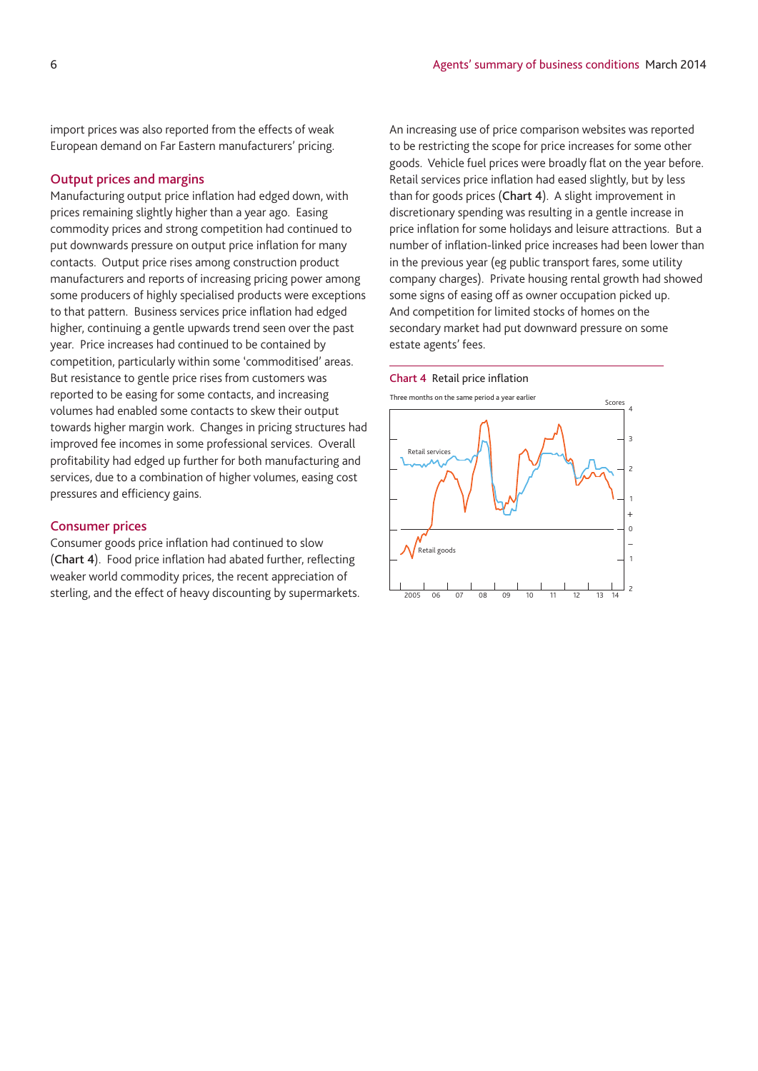import prices was also reported from the effects of weak European demand on Far Eastern manufacturers' pricing.

## Output prices and margins

Manufacturing output price inflation had edged down, with prices remaining slightly higher than a year ago. Easing commodity prices and strong competition had continued to put downwards pressure on output price inflation for many contacts. Output price rises among construction product manufacturers and reports of increasing pricing power among some producers of highly specialised products were exceptions to that pattern. Business services price inflation had edged higher, continuing a gentle upwards trend seen over the past year. Price increases had continued to be contained by competition, particularly within some 'commoditised' areas. But resistance to gentle price rises from customers was reported to be easing for some contacts, and increasing volumes had enabled some contacts to skew their output towards higher margin work. Changes in pricing structures had improved fee incomes in some professional services. Overall profitability had edged up further for both manufacturing and services, due to a combination of higher volumes, easing cost pressures and efficiency gains.

## Consumer prices

Consumer goods price inflation had continued to slow (**Chart 4**). Food price inflation had abated further, reflecting weaker world commodity prices, the recent appreciation of sterling, and the effect of heavy discounting by supermarkets. An increasing use of price comparison websites was reported to be restricting the scope for price increases for some other goods. Vehicle fuel prices were broadly flat on the year before. Retail services price inflation had eased slightly, but by less than for goods prices (**Chart 4**). A slight improvement in discretionary spending was resulting in a gentle increase in price inflation for some holidays and leisure attractions. But a number of inflation-linked price increases had been lower than in the previous year (eg public transport fares, some utility company charges). Private housing rental growth had showed some signs of easing off as owner occupation picked up. And competition for limited stocks of homes on the secondary market had put downward pressure on some estate agents' fees.

**Chart 4** Retail price inflation

Three months on the same period a year earlier

Scores

4
3
2
1
+
0
–
1
2

Retail services

Retail goods

2005 06 07 08 09 10 11 12 13 14